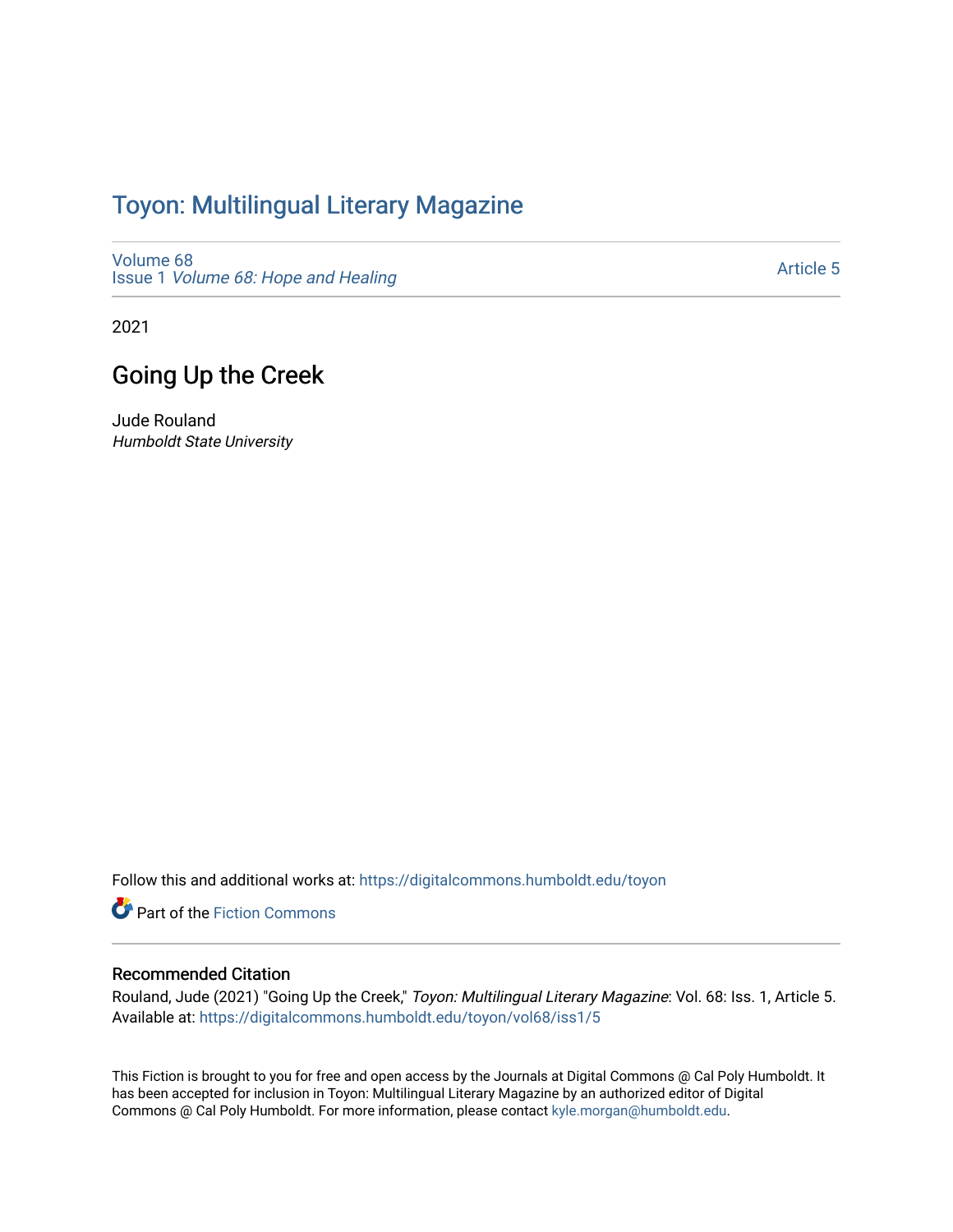# Toyon: Multilingual Literary Magazine

Volume 68
Issue 1 *Volume 68: Hope and Healing*

Article 5

2021

## Going Up the Creek

Jude Rouland
*Humboldt State University*

Follow this and additional works at: https://digitalcommons.humboldt.edu/toyon

Part of the Fiction Commons

### Recommended Citation

Rouland, Jude (2021) "Going Up the Creek," *Toyon: Multilingual Literary Magazine*: Vol. 68: Iss. 1, Article 5.
Available at: https://digitalcommons.humboldt.edu/toyon/vol68/iss1/5

This Fiction is brought to you for free and open access by the Journals at Digital Commons @ Cal Poly Humboldt. It has been accepted for inclusion in Toyon: Multilingual Literary Magazine by an authorized editor of Digital Commons @ Cal Poly Humboldt. For more information, please contact kyle.morgan@humboldt.edu.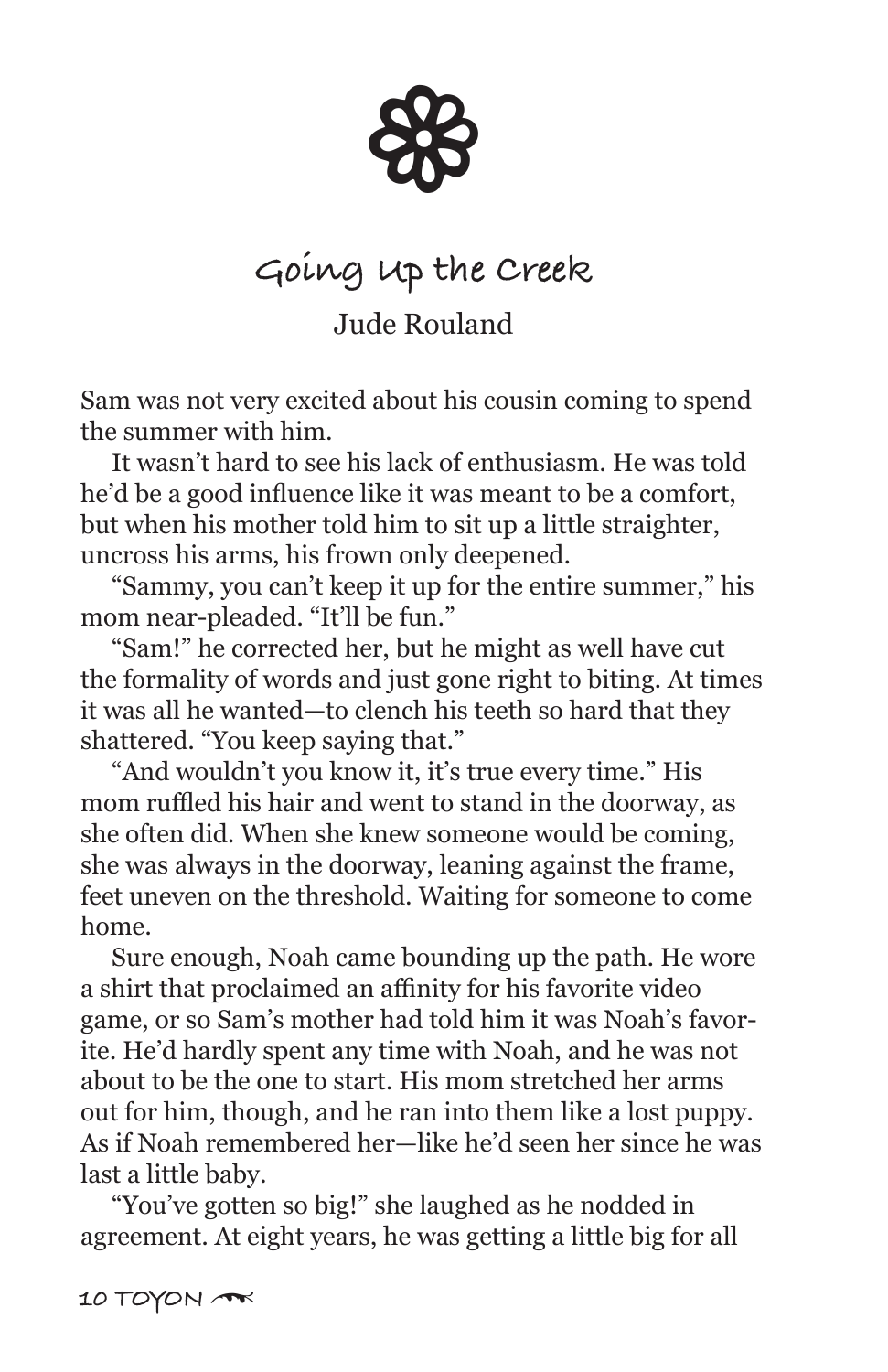## Going Up the Creek

Jude Rouland

Sam was not very excited about his cousin coming to spend the summer with him.

It wasn't hard to see his lack of enthusiasm. He was told he'd be a good influence like it was meant to be a comfort, but when his mother told him to sit up a little straighter, uncross his arms, his frown only deepened.

"Sammy, you can't keep it up for the entire summer," his mom near-pleaded. "It'll be fun."

"Sam!" he corrected her, but he might as well have cut the formality of words and just gone right to biting. At times it was all he wanted—to clench his teeth so hard that they shattered. "You keep saying that."

"And wouldn't you know it, it's true every time." His mom ruffled his hair and went to stand in the doorway, as she often did. When she knew someone would be coming, she was always in the doorway, leaning against the frame, feet uneven on the threshold. Waiting for someone to come home.

Sure enough, Noah came bounding up the path. He wore a shirt that proclaimed an affinity for his favorite video game, or so Sam's mother had told him it was Noah's favorite. He'd hardly spent any time with Noah, and he was not about to be the one to start. His mom stretched her arms out for him, though, and he ran into them like a lost puppy. As if Noah remembered her—like he'd seen her since he was last a little baby.

"You've gotten so big!" she laughed as he nodded in agreement. At eight years, he was getting a little big for all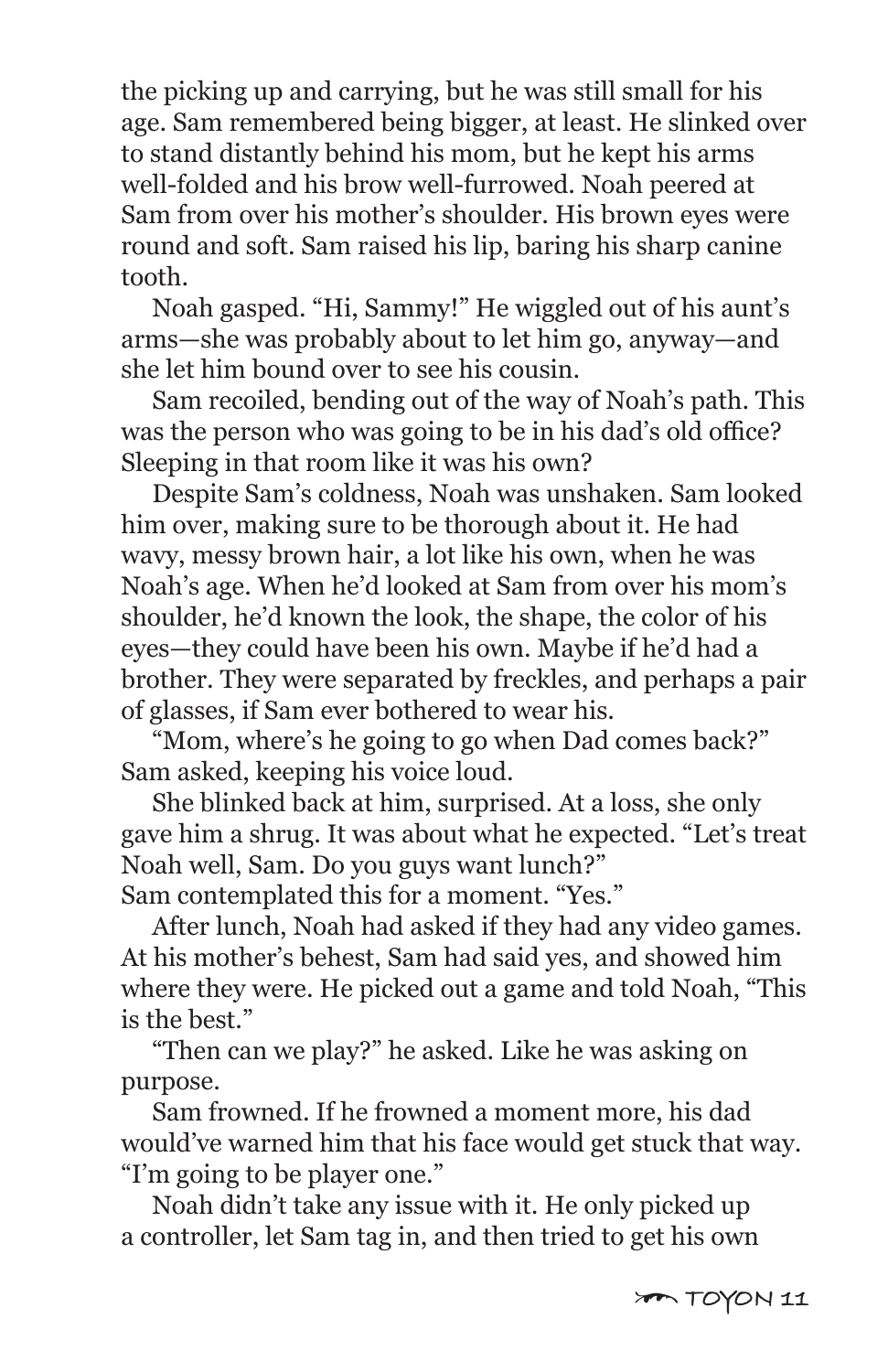the picking up and carrying, but he was still small for his age. Sam remembered being bigger, at least. He slinked over to stand distantly behind his mom, but he kept his arms well-folded and his brow well-furrowed. Noah peered at Sam from over his mother's shoulder. His brown eyes were round and soft. Sam raised his lip, baring his sharp canine tooth.

Noah gasped. "Hi, Sammy!" He wiggled out of his aunt's arms—she was probably about to let him go, anyway—and she let him bound over to see his cousin.

Sam recoiled, bending out of the way of Noah's path. This was the person who was going to be in his dad's old office? Sleeping in that room like it was his own?

Despite Sam's coldness, Noah was unshaken. Sam looked him over, making sure to be thorough about it. He had wavy, messy brown hair, a lot like his own, when he was Noah's age. When he'd looked at Sam from over his mom's shoulder, he'd known the look, the shape, the color of his eyes—they could have been his own. Maybe if he'd had a brother. They were separated by freckles, and perhaps a pair of glasses, if Sam ever bothered to wear his.

"Mom, where's he going to go when Dad comes back?" Sam asked, keeping his voice loud.

She blinked back at him, surprised. At a loss, she only gave him a shrug. It was about what he expected. "Let's treat Noah well, Sam. Do you guys want lunch?"

Sam contemplated this for a moment. "Yes."

After lunch, Noah had asked if they had any video games. At his mother's behest, Sam had said yes, and showed him where they were. He picked out a game and told Noah, "This is the best."

"Then can we play?" he asked. Like he was asking on purpose.

Sam frowned. If he frowned a moment more, his dad would've warned him that his face would get stuck that way. "I'm going to be player one."

Noah didn't take any issue with it. He only picked up a controller, let Sam tag in, and then tried to get his own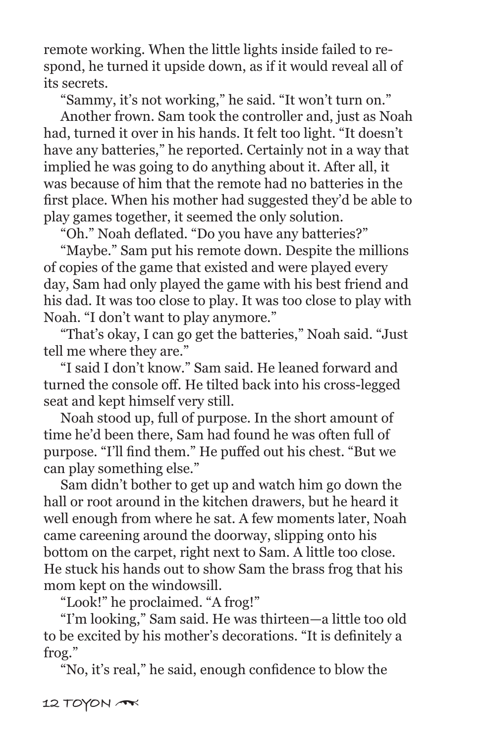remote working. When the little lights inside failed to respond, he turned it upside down, as if it would reveal all of its secrets.

"Sammy, it's not working," he said. "It won't turn on."

Another frown. Sam took the controller and, just as Noah had, turned it over in his hands. It felt too light. "It doesn't have any batteries," he reported. Certainly not in a way that implied he was going to do anything about it. After all, it was because of him that the remote had no batteries in the first place. When his mother had suggested they'd be able to play games together, it seemed the only solution.

"Oh." Noah deflated. "Do you have any batteries?"

"Maybe." Sam put his remote down. Despite the millions of copies of the game that existed and were played every day, Sam had only played the game with his best friend and his dad. It was too close to play. It was too close to play with Noah. "I don't want to play anymore."

"That's okay, I can go get the batteries," Noah said. "Just tell me where they are."

"I said I don't know." Sam said. He leaned forward and turned the console off. He tilted back into his cross-legged seat and kept himself very still.

Noah stood up, full of purpose. In the short amount of time he'd been there, Sam had found he was often full of purpose. "I'll find them." He puffed out his chest. "But we can play something else."

Sam didn't bother to get up and watch him go down the hall or root around in the kitchen drawers, but he heard it well enough from where he sat. A few moments later, Noah came careening around the doorway, slipping onto his bottom on the carpet, right next to Sam. A little too close. He stuck his hands out to show Sam the brass frog that his mom kept on the windowsill.

"Look!" he proclaimed. "A frog!"

"I'm looking," Sam said. He was thirteen—a little too old to be excited by his mother's decorations. "It is definitely a frog."

"No, it's real," he said, enough confidence to blow the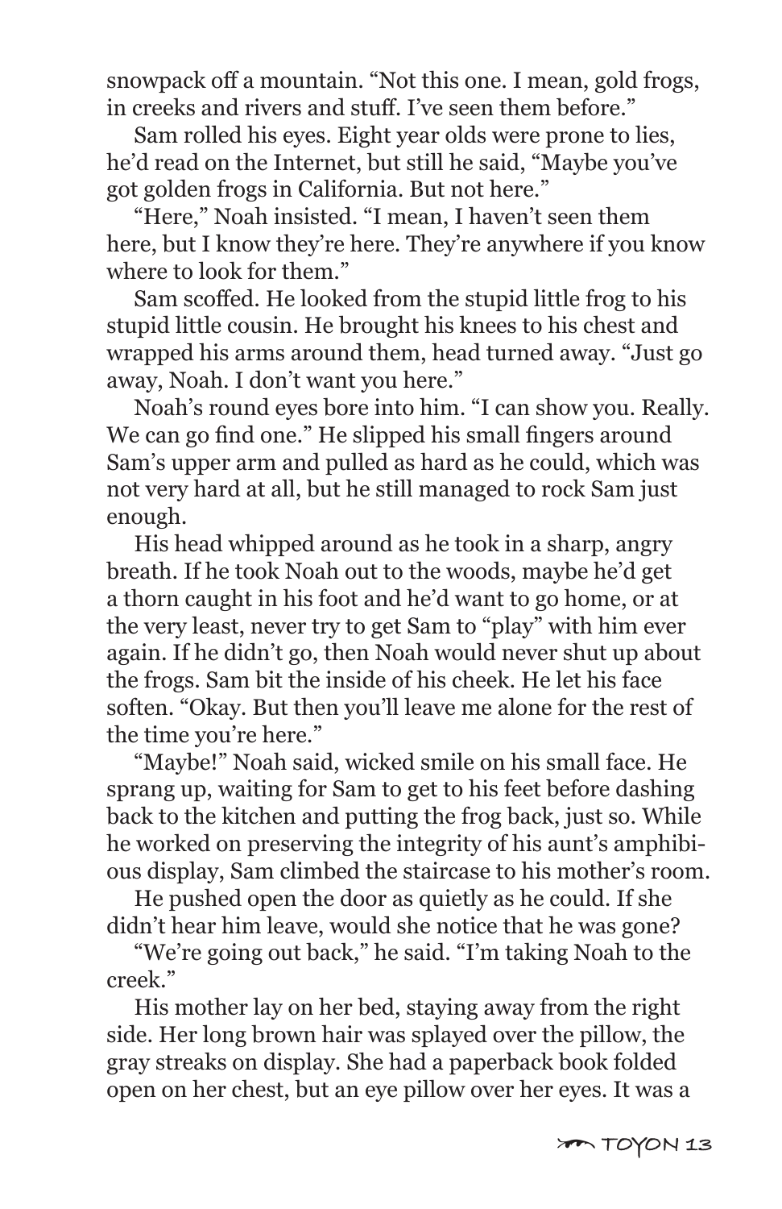snowpack off a mountain. "Not this one. I mean, gold frogs, in creeks and rivers and stuff. I've seen them before."

Sam rolled his eyes. Eight year olds were prone to lies, he'd read on the Internet, but still he said, "Maybe you've got golden frogs in California. But not here."

"Here," Noah insisted. "I mean, I haven't seen them here, but I know they're here. They're anywhere if you know where to look for them."

Sam scoffed. He looked from the stupid little frog to his stupid little cousin. He brought his knees to his chest and wrapped his arms around them, head turned away. "Just go away, Noah. I don't want you here."

Noah's round eyes bore into him. "I can show you. Really. We can go find one." He slipped his small fingers around Sam's upper arm and pulled as hard as he could, which was not very hard at all, but he still managed to rock Sam just enough.

His head whipped around as he took in a sharp, angry breath. If he took Noah out to the woods, maybe he'd get a thorn caught in his foot and he'd want to go home, or at the very least, never try to get Sam to "play" with him ever again. If he didn't go, then Noah would never shut up about the frogs. Sam bit the inside of his cheek. He let his face soften. "Okay. But then you'll leave me alone for the rest of the time you're here."

"Maybe!" Noah said, wicked smile on his small face. He sprang up, waiting for Sam to get to his feet before dashing back to the kitchen and putting the frog back, just so. While he worked on preserving the integrity of his aunt's amphibious display, Sam climbed the staircase to his mother's room.

He pushed open the door as quietly as he could. If she didn't hear him leave, would she notice that he was gone?

"We're going out back," he said. "I'm taking Noah to the creek."

His mother lay on her bed, staying away from the right side. Her long brown hair was splayed over the pillow, the gray streaks on display. She had a paperback book folded open on her chest, but an eye pillow over her eyes. It was a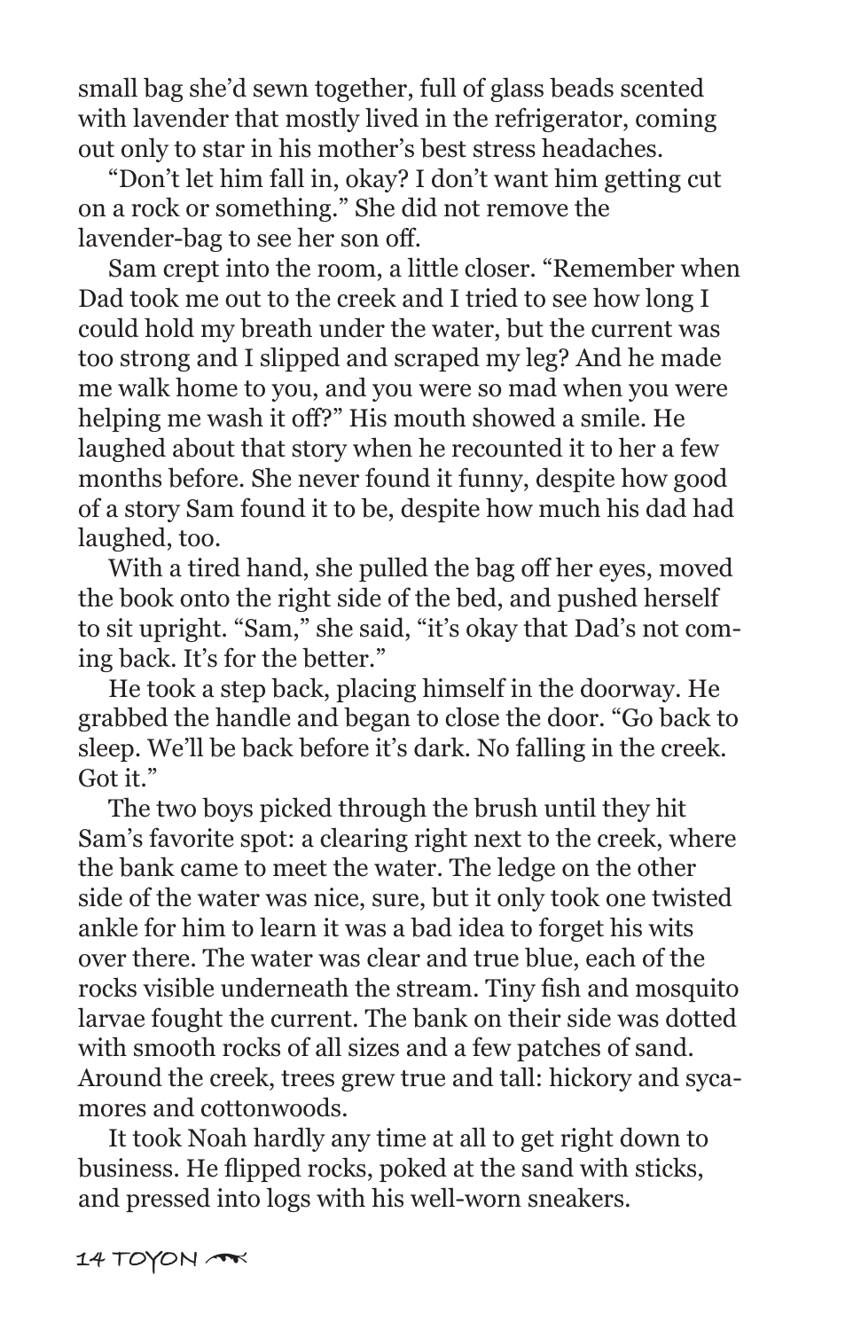small bag she'd sewn together, full of glass beads scented with lavender that mostly lived in the refrigerator, coming out only to star in his mother's best stress headaches.

"Don't let him fall in, okay? I don't want him getting cut on a rock or something." She did not remove the lavender-bag to see her son off.

Sam crept into the room, a little closer. "Remember when Dad took me out to the creek and I tried to see how long I could hold my breath under the water, but the current was too strong and I slipped and scraped my leg? And he made me walk home to you, and you were so mad when you were helping me wash it off?" His mouth showed a smile. He laughed about that story when he recounted it to her a few months before. She never found it funny, despite how good of a story Sam found it to be, despite how much his dad had laughed, too.

With a tired hand, she pulled the bag off her eyes, moved the book onto the right side of the bed, and pushed herself to sit upright. "Sam," she said, "it's okay that Dad's not coming back. It's for the better."

He took a step back, placing himself in the doorway. He grabbed the handle and began to close the door. "Go back to sleep. We'll be back before it's dark. No falling in the creek. Got it."

The two boys picked through the brush until they hit Sam's favorite spot: a clearing right next to the creek, where the bank came to meet the water. The ledge on the other side of the water was nice, sure, but it only took one twisted ankle for him to learn it was a bad idea to forget his wits over there. The water was clear and true blue, each of the rocks visible underneath the stream. Tiny fish and mosquito larvae fought the current. The bank on their side was dotted with smooth rocks of all sizes and a few patches of sand. Around the creek, trees grew true and tall: hickory and sycamores and cottonwoods.

It took Noah hardly any time at all to get right down to business. He flipped rocks, poked at the sand with sticks, and pressed into logs with his well-worn sneakers.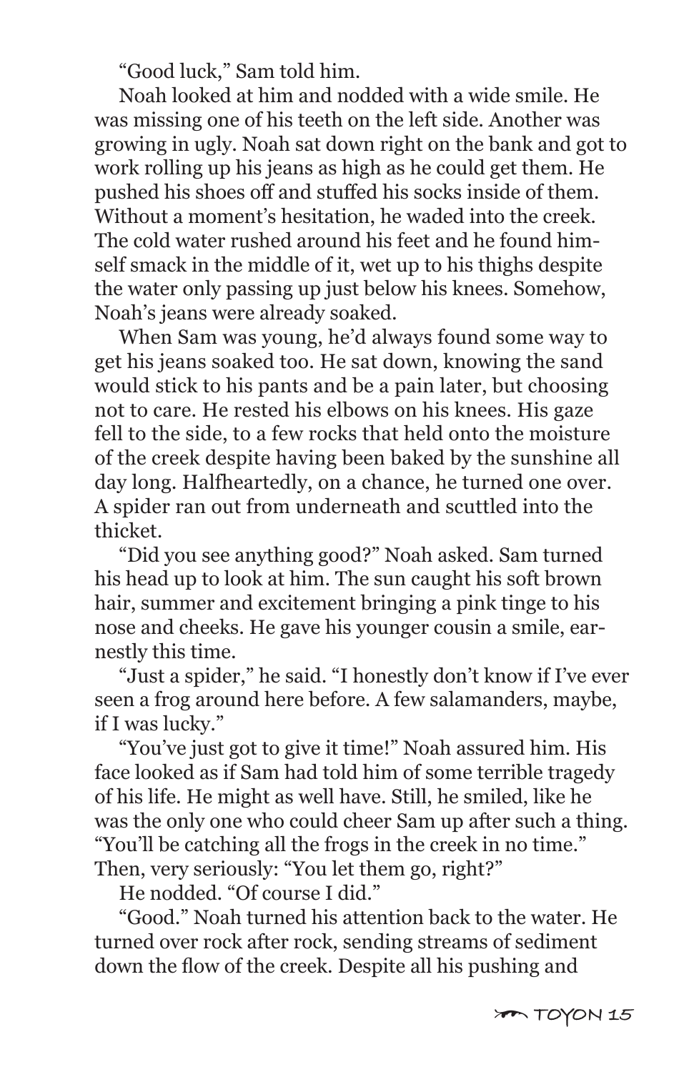"Good luck," Sam told him.

Noah looked at him and nodded with a wide smile. He was missing one of his teeth on the left side. Another was growing in ugly. Noah sat down right on the bank and got to work rolling up his jeans as high as he could get them. He pushed his shoes off and stuffed his socks inside of them. Without a moment's hesitation, he waded into the creek. The cold water rushed around his feet and he found himself smack in the middle of it, wet up to his thighs despite the water only passing up just below his knees. Somehow, Noah's jeans were already soaked.

When Sam was young, he'd always found some way to get his jeans soaked too. He sat down, knowing the sand would stick to his pants and be a pain later, but choosing not to care. He rested his elbows on his knees. His gaze fell to the side, to a few rocks that held onto the moisture of the creek despite having been baked by the sunshine all day long. Halfheartedly, on a chance, he turned one over. A spider ran out from underneath and scuttled into the thicket.

"Did you see anything good?" Noah asked. Sam turned his head up to look at him. The sun caught his soft brown hair, summer and excitement bringing a pink tinge to his nose and cheeks. He gave his younger cousin a smile, earnestly this time.

"Just a spider," he said. "I honestly don't know if I've ever seen a frog around here before. A few salamanders, maybe, if I was lucky."

"You've just got to give it time!" Noah assured him. His face looked as if Sam had told him of some terrible tragedy of his life. He might as well have. Still, he smiled, like he was the only one who could cheer Sam up after such a thing. "You'll be catching all the frogs in the creek in no time." Then, very seriously: "You let them go, right?"

He nodded. "Of course I did."

"Good." Noah turned his attention back to the water. He turned over rock after rock, sending streams of sediment down the flow of the creek. Despite all his pushing and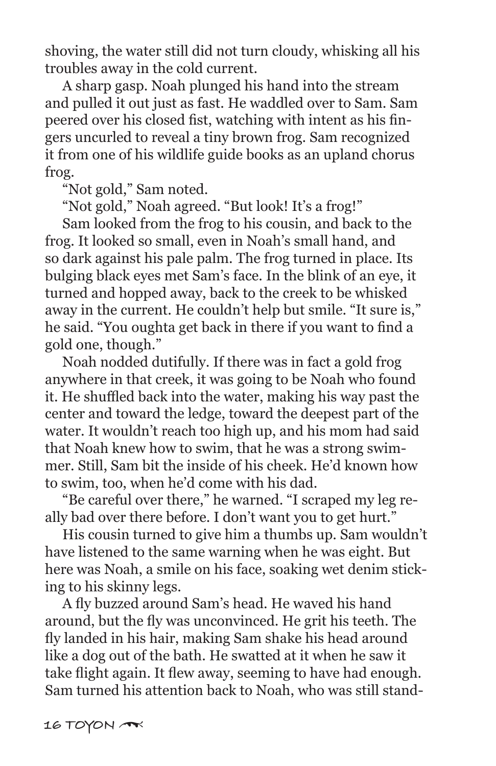shoving, the water still did not turn cloudy, whisking all his troubles away in the cold current.

A sharp gasp. Noah plunged his hand into the stream and pulled it out just as fast. He waddled over to Sam. Sam peered over his closed fist, watching with intent as his fingers uncurled to reveal a tiny brown frog. Sam recognized it from one of his wildlife guide books as an upland chorus frog.

"Not gold," Sam noted.

"Not gold," Noah agreed. "But look! It's a frog!"

Sam looked from the frog to his cousin, and back to the frog. It looked so small, even in Noah's small hand, and so dark against his pale palm. The frog turned in place. Its bulging black eyes met Sam's face. In the blink of an eye, it turned and hopped away, back to the creek to be whisked away in the current. He couldn't help but smile. "It sure is," he said. "You oughta get back in there if you want to find a gold one, though."

Noah nodded dutifully. If there was in fact a gold frog anywhere in that creek, it was going to be Noah who found it. He shuffled back into the water, making his way past the center and toward the ledge, toward the deepest part of the water. It wouldn't reach too high up, and his mom had said that Noah knew how to swim, that he was a strong swimmer. Still, Sam bit the inside of his cheek. He'd known how to swim, too, when he'd come with his dad.

"Be careful over there," he warned. "I scraped my leg really bad over there before. I don't want you to get hurt."

His cousin turned to give him a thumbs up. Sam wouldn't have listened to the same warning when he was eight. But here was Noah, a smile on his face, soaking wet denim sticking to his skinny legs.

A fly buzzed around Sam's head. He waved his hand around, but the fly was unconvinced. He grit his teeth. The fly landed in his hair, making Sam shake his head around like a dog out of the bath. He swatted at it when he saw it take flight again. It flew away, seeming to have had enough. Sam turned his attention back to Noah, who was still stand-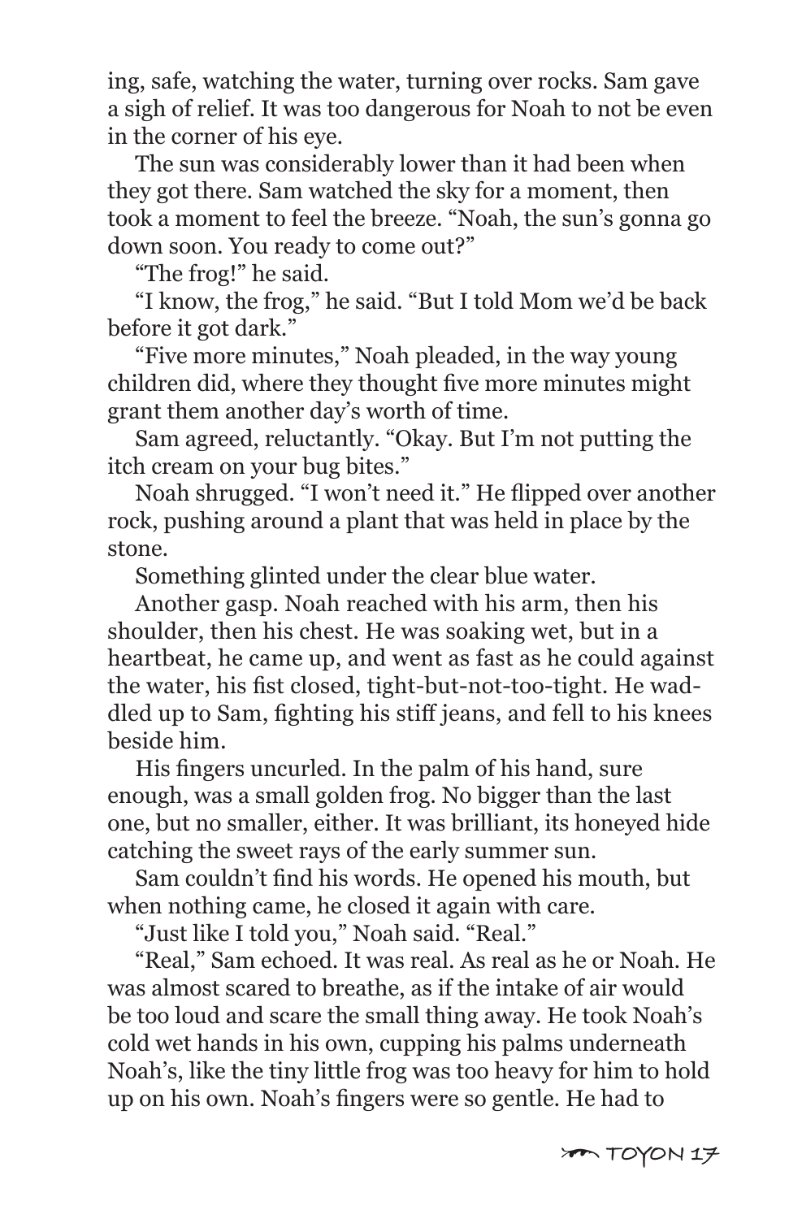ing, safe, watching the water, turning over rocks. Sam gave a sigh of relief. It was too dangerous for Noah to not be even in the corner of his eye.

The sun was considerably lower than it had been when they got there. Sam watched the sky for a moment, then took a moment to feel the breeze. "Noah, the sun's gonna go down soon. You ready to come out?"

"The frog!" he said.

"I know, the frog," he said. "But I told Mom we'd be back before it got dark."

"Five more minutes," Noah pleaded, in the way young children did, where they thought five more minutes might grant them another day's worth of time.

Sam agreed, reluctantly. "Okay. But I'm not putting the itch cream on your bug bites."

Noah shrugged. "I won't need it." He flipped over another rock, pushing around a plant that was held in place by the stone.

Something glinted under the clear blue water.

Another gasp. Noah reached with his arm, then his shoulder, then his chest. He was soaking wet, but in a heartbeat, he came up, and went as fast as he could against the water, his fist closed, tight-but-not-too-tight. He waddled up to Sam, fighting his stiff jeans, and fell to his knees beside him.

His fingers uncurled. In the palm of his hand, sure enough, was a small golden frog. No bigger than the last one, but no smaller, either. It was brilliant, its honeyed hide catching the sweet rays of the early summer sun.

Sam couldn't find his words. He opened his mouth, but when nothing came, he closed it again with care.

"Just like I told you," Noah said. "Real."

"Real," Sam echoed. It was real. As real as he or Noah. He was almost scared to breathe, as if the intake of air would be too loud and scare the small thing away. He took Noah's cold wet hands in his own, cupping his palms underneath Noah's, like the tiny little frog was too heavy for him to hold up on his own. Noah's fingers were so gentle. He had to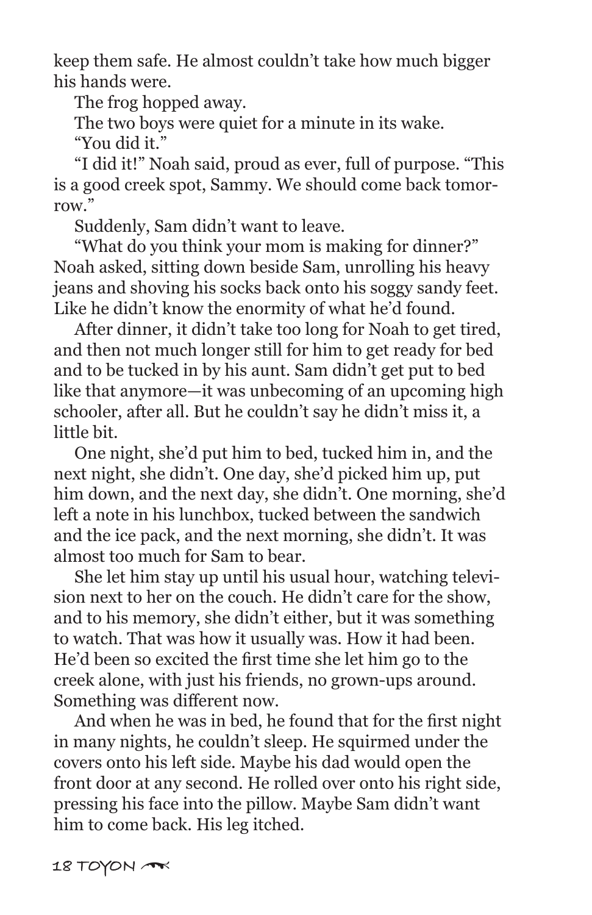keep them safe. He almost couldn't take how much bigger his hands were.

The frog hopped away.

The two boys were quiet for a minute in its wake.

"You did it."

"I did it!" Noah said, proud as ever, full of purpose. "This is a good creek spot, Sammy. We should come back tomorrow."

Suddenly, Sam didn't want to leave.

"What do you think your mom is making for dinner?" Noah asked, sitting down beside Sam, unrolling his heavy jeans and shoving his socks back onto his soggy sandy feet. Like he didn't know the enormity of what he'd found.

After dinner, it didn't take too long for Noah to get tired, and then not much longer still for him to get ready for bed and to be tucked in by his aunt. Sam didn't get put to bed like that anymore—it was unbecoming of an upcoming high schooler, after all. But he couldn't say he didn't miss it, a little bit.

One night, she'd put him to bed, tucked him in, and the next night, she didn't. One day, she'd picked him up, put him down, and the next day, she didn't. One morning, she'd left a note in his lunchbox, tucked between the sandwich and the ice pack, and the next morning, she didn't. It was almost too much for Sam to bear.

She let him stay up until his usual hour, watching television next to her on the couch. He didn't care for the show, and to his memory, she didn't either, but it was something to watch. That was how it usually was. How it had been. He'd been so excited the first time she let him go to the creek alone, with just his friends, no grown-ups around. Something was different now.

And when he was in bed, he found that for the first night in many nights, he couldn't sleep. He squirmed under the covers onto his left side. Maybe his dad would open the front door at any second. He rolled over onto his right side, pressing his face into the pillow. Maybe Sam didn't want him to come back. His leg itched.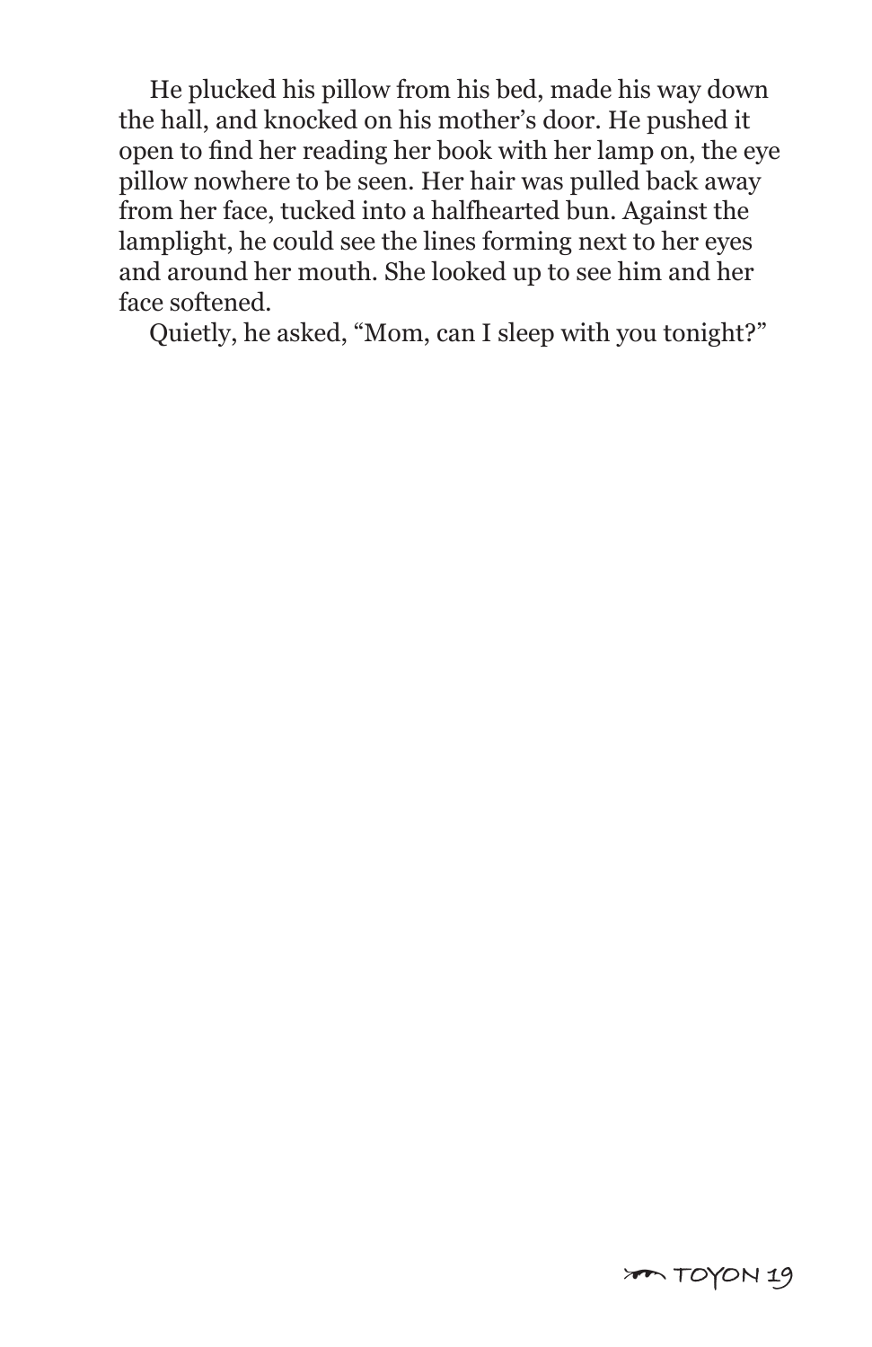He plucked his pillow from his bed, made his way down the hall, and knocked on his mother's door. He pushed it open to find her reading her book with her lamp on, the eye pillow nowhere to be seen. Her hair was pulled back away from her face, tucked into a halfhearted bun. Against the lamplight, he could see the lines forming next to her eyes and around her mouth. She looked up to see him and her face softened.

Quietly, he asked, "Mom, can I sleep with you tonight?"